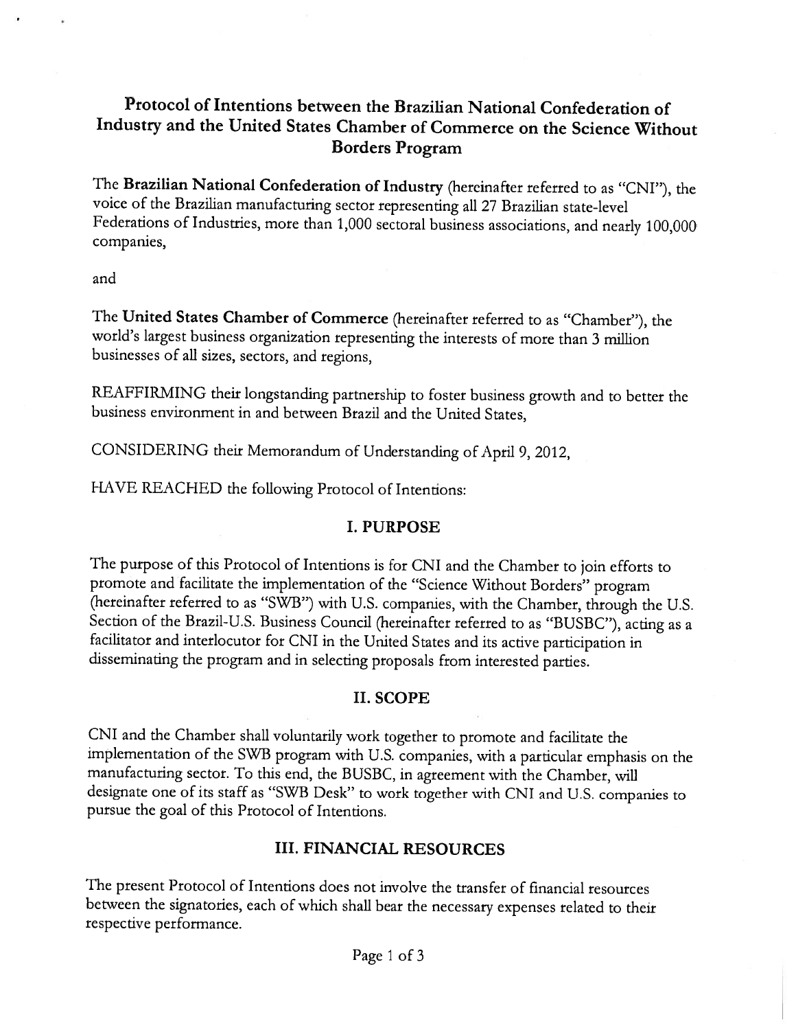# Protocol of Intentions between the Brazilian National Confederation of Industry and the United States Chamber of Commerce on the Science Without Borders Program

The **Brazilian National Confederation of Industry** (hereinafter referred to as "CNI"), the voice of the Brazilian manufacturing sector representing all 27 Brazilian state-level Federations of Industries, more than 1,000 sectoral business associations, and nearly 100,000 companies,

and

The **United States Chamber of Commerce** (hereinafter referred to as "Chamber"), the world's largest business organization representing the interests of more than 3 million businesses of all sizes, sectors, and regions,

REAFFIRMING their longstanding partnership to foster business growth and to better the business environment in and between Brazil and the United States,

CONSIDERING their Memorandum of Understanding of April 9, 2012,

HAVE REACHED the following Protocol of Intentions:

## I. PURPOSE

The purpose of this Protocol of Intentions is for CNI and the Chamber to join efforts to promote and facilitate the implementation of the "Science Without Borders" program (hereinafter referred to as "SWB") with U.S. companies, with the Chamber, through the U.S. Section of the Brazil-U.S. Business Council (hereinafter referred to as "BUSBC"), acting as a facilitator and interlocutor for CNI in the United States and its active participation in disseminating the program and in selecting proposals from interested parties.

## II. SCOPE

CNI and the Chamber shall voluntarily work together to promote and facilitate the implementation of the SWB program with U.S. companies, with a particular emphasis on the manufacturing sector. To this end, the BUSBC, in agreement with the Chamber, will designate one of its staff as "SWB Desk" to work together with CNI and U.S. companies to pursue the goal of this Protocol of Intentions.

## III. FINANCIAL RESOURCES

The present Protocol of Intentions does not involve the transfer of financial resources between the signatories, each of which shall bear the necessary expenses related to their respective performance.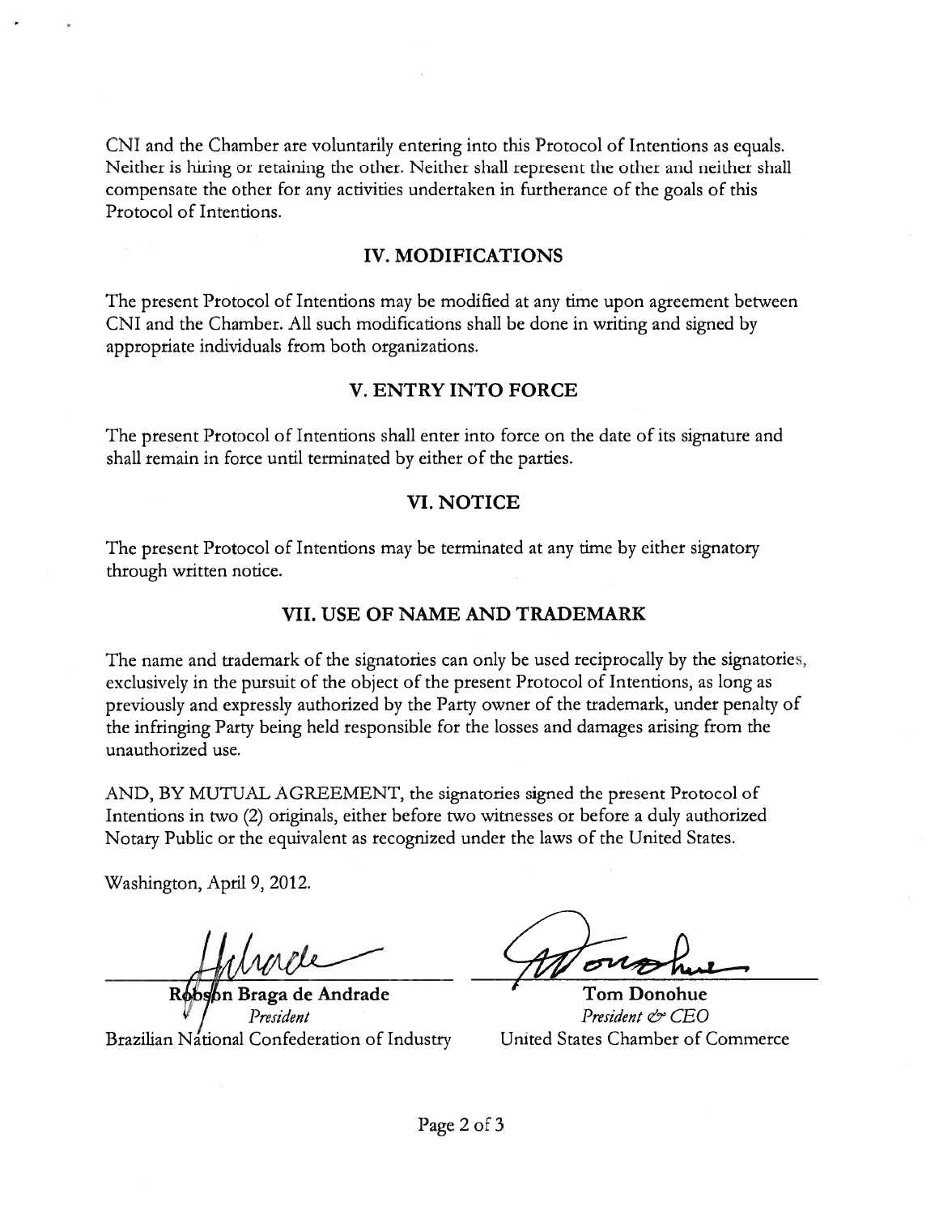CNI and the Chamber are voluntarily entering into this Protocol of Intentions as equals. Neither is hiring or retaining the other. Neither shall represent the other and neither shall compensate the other for any activities undertaken in furtherance of the goals of this Protocol of Intentions.

## IV. MODIFICATIONS

The present Protocol of Intentions may be modified at any time upon agreement between CNI and the Chamber. All such modifications shall be done in writing and signed by appropriate individuals from both organizations.

## V. ENTRY INTO FORCE

The present Protocol of Intentions shall enter into force on the date of its signature and shall remain in force until terminated by either of the parties.

## VI. NOTICE

The present Protocol of Intentions may be terminated at any time by either signatory through written notice.

## VII. USE OF NAME AND TRADEMARK

The name and trademark of the signatories can only be used reciprocally by the signatories, exclusively in the pursuit of the object of the present Protocol of Intentions, as long as previously and expressly authorized by the Party owner of the trademark, under penalty of the infringing Party being held responsible for the losses and damages arising from the unauthorized use.

AND, BY MUTUAL AGREEMENT, the signatories signed the present Protocol of Intentions in two (2) originals, either before two witnesses or before a duly authorized Notary Public or the equivalent as recognized under the laws of the United States.

Washington, April 9, 2012.

**Robson Braga de Andrade**
*President*
Brazilian National Confederation of Industry

**Tom Donohue**
*President & CEO*
United States Chamber of Commerce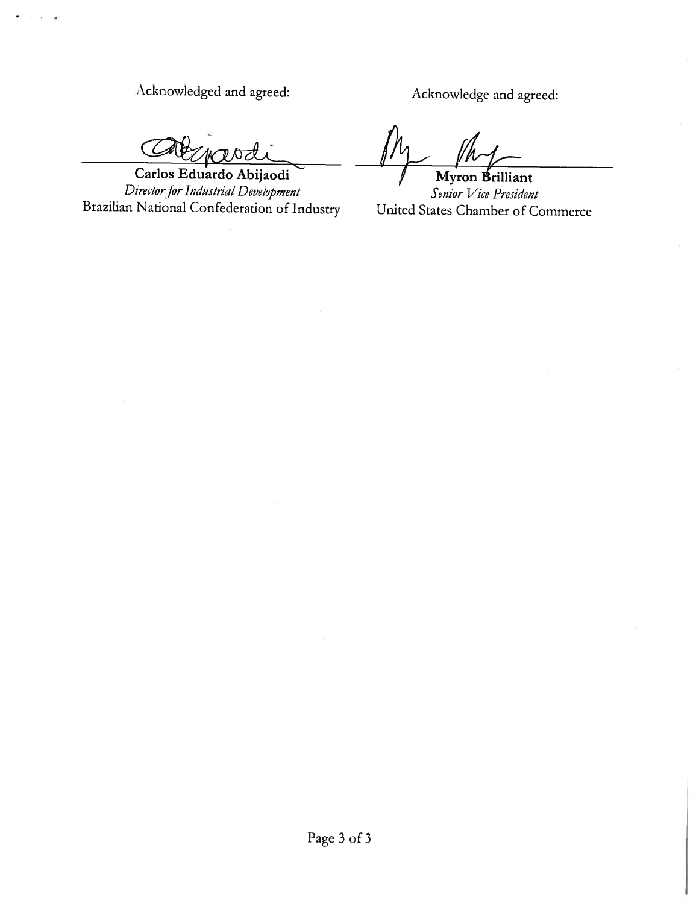Acknowledged and agreed:

**Carlos Eduardo Abijaodi**
*Director for Industrial Development*
Brazilian National Confederation of Industry

Acknowledge and agreed:

**Myron Brilliant**
*Senior Vice President*
United States Chamber of Commerce